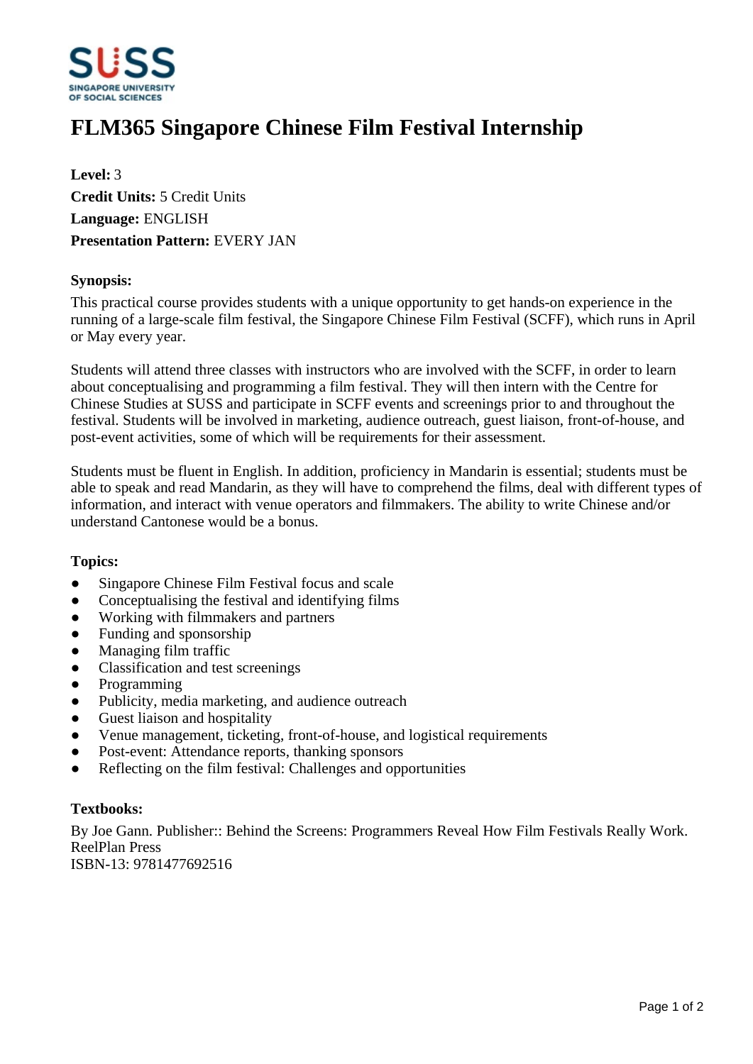# FLM365 Singapore Chinese Film Festival Internship

**Level:** 3
**Credit Units:** 5 Credit Units
**Language:** ENGLISH
**Presentation Pattern:** EVERY JAN

### Synopsis:

This practical course provides students with a unique opportunity to get hands-on experience in the running of a large-scale film festival, the Singapore Chinese Film Festival (SCFF), which runs in April or May every year.

Students will attend three classes with instructors who are involved with the SCFF, in order to learn about conceptualising and programming a film festival. They will then intern with the Centre for Chinese Studies at SUSS and participate in SCFF events and screenings prior to and throughout the festival. Students will be involved in marketing, audience outreach, guest liaison, front-of-house, and post-event activities, some of which will be requirements for their assessment.

Students must be fluent in English. In addition, proficiency in Mandarin is essential; students must be able to speak and read Mandarin, as they will have to comprehend the films, deal with different types of information, and interact with venue operators and filmmakers. The ability to write Chinese and/or understand Cantonese would be a bonus.

### Topics:

- Singapore Chinese Film Festival focus and scale
- Conceptualising the festival and identifying films
- Working with filmmakers and partners
- Funding and sponsorship
- Managing film traffic
- Classification and test screenings
- Programming
- Publicity, media marketing, and audience outreach
- Guest liaison and hospitality
- Venue management, ticketing, front-of-house, and logistical requirements
- Post-event: Attendance reports, thanking sponsors
- Reflecting on the film festival: Challenges and opportunities

### Textbooks:

By Joe Gann. Publisher:: Behind the Screens: Programmers Reveal How Film Festivals Really Work. ReelPlan Press
ISBN-13: 9781477692516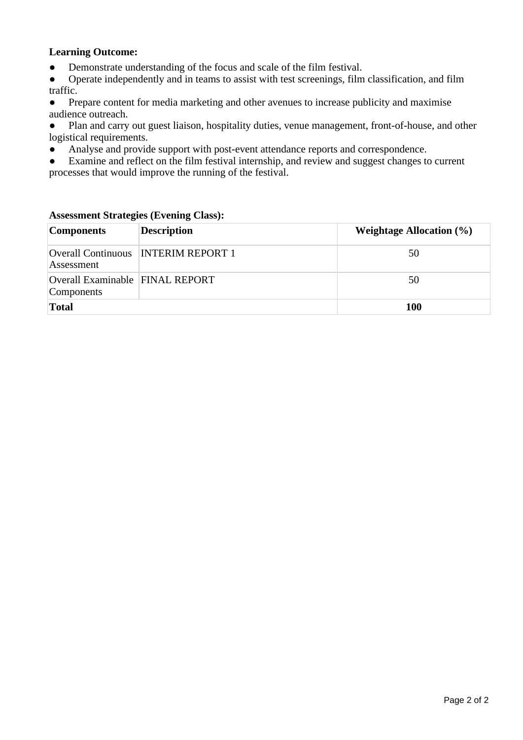**Learning Outcome:**

- Demonstrate understanding of the focus and scale of the film festival.
- Operate independently and in teams to assist with test screenings, film classification, and film traffic.
- Prepare content for media marketing and other avenues to increase publicity and maximise audience outreach.
- Plan and carry out guest liaison, hospitality duties, venue management, front-of-house, and other logistical requirements.
- Analyse and provide support with post-event attendance reports and correspondence.
- Examine and reflect on the film festival internship, and review and suggest changes to current processes that would improve the running of the festival.

**Assessment Strategies (Evening Class):**

| Components | Description | Weightage Allocation (%) |
|---|---|---|
| Overall Continuous Assessment | INTERIM REPORT 1 | 50 |
| Overall Examinable Components | FINAL REPORT | 50 |
| **Total** | | **100** |